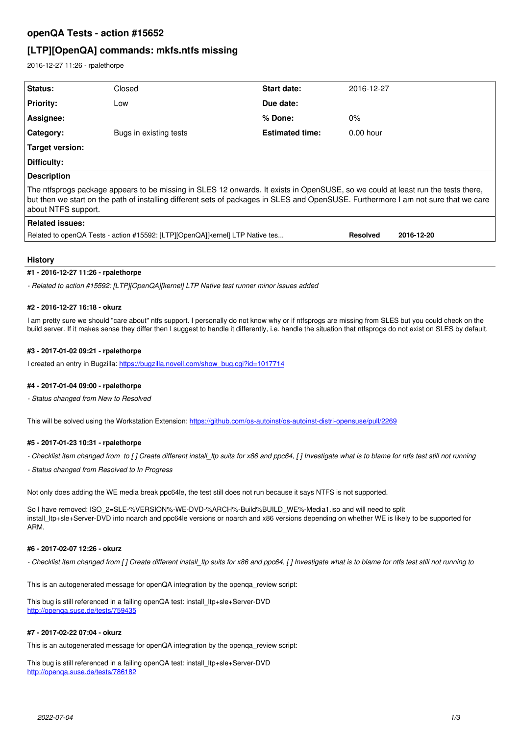# openQA Tests - action #15652

## [LTP][OpenQA] commands: mkfs.ntfs missing

2016-12-27 11:26 - rpalethorpe

| Status: | Closed | Start date: | 2016-12-27 |
|---|---|---|---|
| Priority: | Low | Due date: | |
| Assignee: | | % Done: | 0% |
| Category: | Bugs in existing tests | Estimated time: | 0.00 hour |
| Target version: | | | |
| Difficulty: | | | |

**Description**

The ntfsprogs package appears to be missing in SLES 12 onwards. It exists in OpenSUSE, so we could at least run the tests there, but then we start on the path of installing different sets of packages in SLES and OpenSUSE. Furthermore I am not sure that we care about NTFS support.

**Related issues:**

| | | |
|---|---|---|
| Related to openQA Tests - action #15592: [LTP][OpenQA][kernel] LTP Native tes... | Resolved | 2016-12-20 |

### History

#### #1 - 2016-12-27 11:26 - rpalethorpe

*- Related to action #15592: [LTP][OpenQA][kernel] LTP Native test runner minor issues added*

#### #2 - 2016-12-27 16:18 - okurz

I am pretty sure we should "care about" ntfs support. I personally do not know why or if ntfsprogs are missing from SLES but you could check on the build server. If it makes sense they differ then I suggest to handle it differently, i.e. handle the situation that ntfsprogs do not exist on SLES by default.

#### #3 - 2017-01-02 09:21 - rpalethorpe

I created an entry in Bugzilla: https://bugzilla.novell.com/show_bug.cgi?id=1017714

#### #4 - 2017-01-04 09:00 - rpalethorpe

*- Status changed from New to Resolved*

This will be solved using the Workstation Extension: https://github.com/os-autoinst/os-autoinst-distri-opensuse/pull/2269

#### #5 - 2017-01-23 10:31 - rpalethorpe

*- Checklist item changed from to [ ] Create different install_ltp suits for x86 and ppc64, [ ] Investigate what is to blame for ntfs test still not running*

*- Status changed from Resolved to In Progress*

Not only does adding the WE media break ppc64le, the test still does not run because it says NTFS is not supported.

So I have removed: ISO_2=SLE-%VERSION%-WE-DVD-%ARCH%-Build%BUILD_WE%-Media1.iso and will need to split install_ltp+sle+Server-DVD into noarch and ppc64le versions or noarch and x86 versions depending on whether WE is likely to be supported for ARM.

#### #6 - 2017-02-07 12:26 - okurz

*- Checklist item changed from [ ] Create different install_ltp suits for x86 and ppc64, [ ] Investigate what is to blame for ntfs test still not running to*

This is an autogenerated message for openQA integration by the openqa_review script:

This bug is still referenced in a failing openQA test: install_ltp+sle+Server-DVD
http://openqa.suse.de/tests/759435

#### #7 - 2017-02-22 07:04 - okurz

This is an autogenerated message for openQA integration by the openqa_review script:

This bug is still referenced in a failing openQA test: install_ltp+sle+Server-DVD
http://openqa.suse.de/tests/786182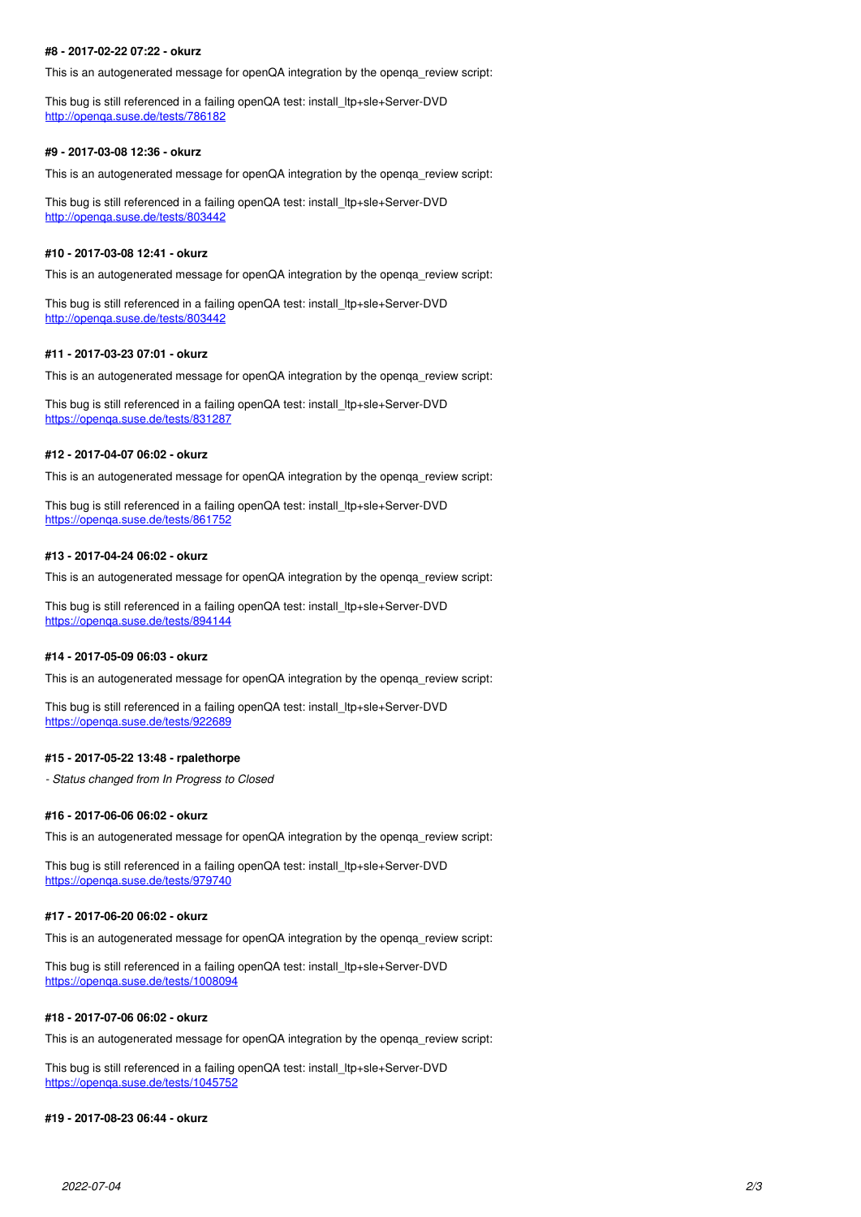#### #8 - 2017-02-22 07:22 - okurz

This is an autogenerated message for openQA integration by the openqa_review script:

This bug is still referenced in a failing openQA test: install_ltp+sle+Server-DVD
http://openqa.suse.de/tests/786182

#### #9 - 2017-03-08 12:36 - okurz

This is an autogenerated message for openQA integration by the openqa_review script:

This bug is still referenced in a failing openQA test: install_ltp+sle+Server-DVD
http://openqa.suse.de/tests/803442

#### #10 - 2017-03-08 12:41 - okurz

This is an autogenerated message for openQA integration by the openqa_review script:

This bug is still referenced in a failing openQA test: install_ltp+sle+Server-DVD
http://openqa.suse.de/tests/803442

#### #11 - 2017-03-23 07:01 - okurz

This is an autogenerated message for openQA integration by the openqa_review script:

This bug is still referenced in a failing openQA test: install_ltp+sle+Server-DVD
https://openqa.suse.de/tests/831287

#### #12 - 2017-04-07 06:02 - okurz

This is an autogenerated message for openQA integration by the openqa_review script:

This bug is still referenced in a failing openQA test: install_ltp+sle+Server-DVD
https://openqa.suse.de/tests/861752

#### #13 - 2017-04-24 06:02 - okurz

This is an autogenerated message for openQA integration by the openqa_review script:

This bug is still referenced in a failing openQA test: install_ltp+sle+Server-DVD
https://openqa.suse.de/tests/894144

#### #14 - 2017-05-09 06:03 - okurz

This is an autogenerated message for openQA integration by the openqa_review script:

This bug is still referenced in a failing openQA test: install_ltp+sle+Server-DVD
https://openqa.suse.de/tests/922689

#### #15 - 2017-05-22 13:48 - rpalethorpe

*- Status changed from In Progress to Closed*

#### #16 - 2017-06-06 06:02 - okurz

This is an autogenerated message for openQA integration by the openqa_review script:

This bug is still referenced in a failing openQA test: install_ltp+sle+Server-DVD
https://openqa.suse.de/tests/979740

#### #17 - 2017-06-20 06:02 - okurz

This is an autogenerated message for openQA integration by the openqa_review script:

This bug is still referenced in a failing openQA test: install_ltp+sle+Server-DVD
https://openqa.suse.de/tests/1008094

#### #18 - 2017-07-06 06:02 - okurz

This is an autogenerated message for openQA integration by the openqa_review script:

This bug is still referenced in a failing openQA test: install_ltp+sle+Server-DVD
https://openqa.suse.de/tests/1045752

#### #19 - 2017-08-23 06:44 - okurz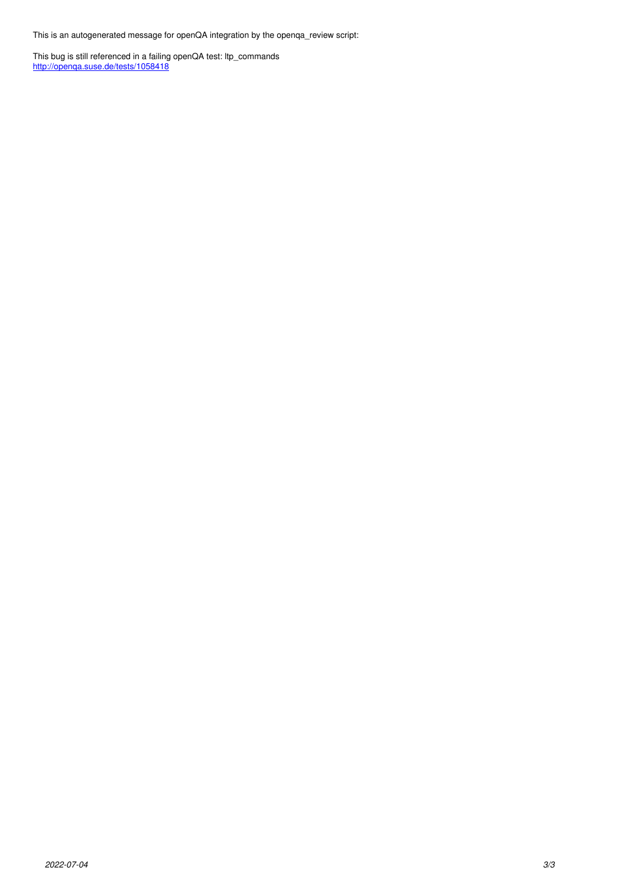This is an autogenerated message for openQA integration by the openqa_review script:

This bug is still referenced in a failing openQA test: ltp_commands
http://openqa.suse.de/tests/1058418